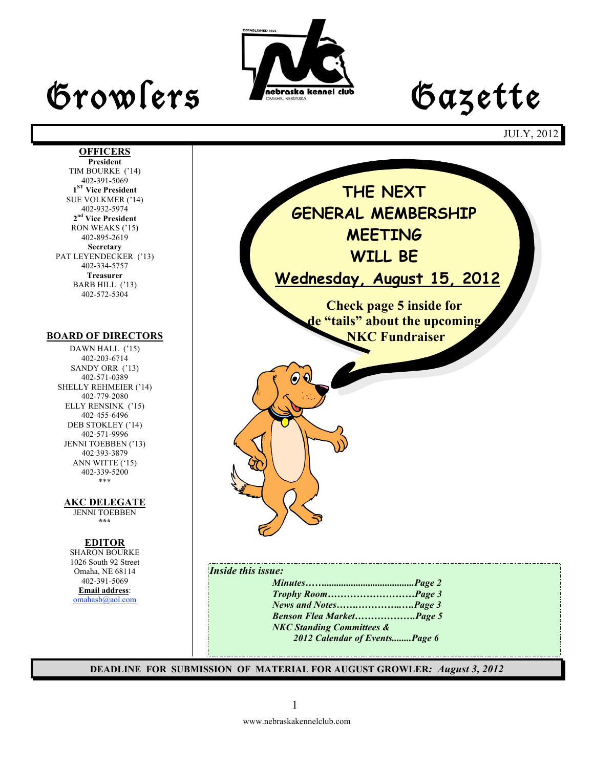# Growlers Gazette

JULY, 2012

**OFFICERS**

**President**
TIM BOURKE ('14)
402-391-5069

**1ST Vice President**
SUE VOLKMER ('14)
402-932-5974

**2nd Vice President**
RON WEAKS ('15)
402-895-2619

**Secretary**
PAT LEYENDECKER ('13)
402-334-5757

**Treasurer**
BARB HILL ('13)
402-572-5304

**BOARD OF DIRECTORS**

DAWN HALL ('15)
402-203-6714

SANDY ORR ('13)
402-571-0389

SHELLY REHMEIER ('14)
402-779-2080

ELLY RENSINK ('15)
402-455-6496

DEB STOKLEY ('14)
402-571-9996

JENNI TOEBBEN ('13)
402 393-3879

ANN WITTE ('15)
402-339-5200

***

**AKC DELEGATE**

JENNI TOEBBEN

***

**EDITOR**

SHARON BOURKE
1026 South 92 Street
Omaha, NE 68114
402-391-5069
**Email address**:
omahasb@aol.com

## THE NEXT GENERAL MEMBERSHIP MEETING WILL BE

## Wednesday, August 15, 2012

**Check page 5 inside for de "tails" about the upcoming NKC Fundraiser**

*Inside this issue:*

- *Minutes…….....................................Page 2*
- *Trophy Room………………………Page 3*
- *News and Notes…….……………..…..Page 3*
- *Benson Flea Market……………….Page 5*
- *NKC Standing Committees & 2012 Calendar of Events........Page 6*

**DEADLINE FOR SUBMISSION OF MATERIAL FOR AUGUST GROWLER:** ***August 3, 2012***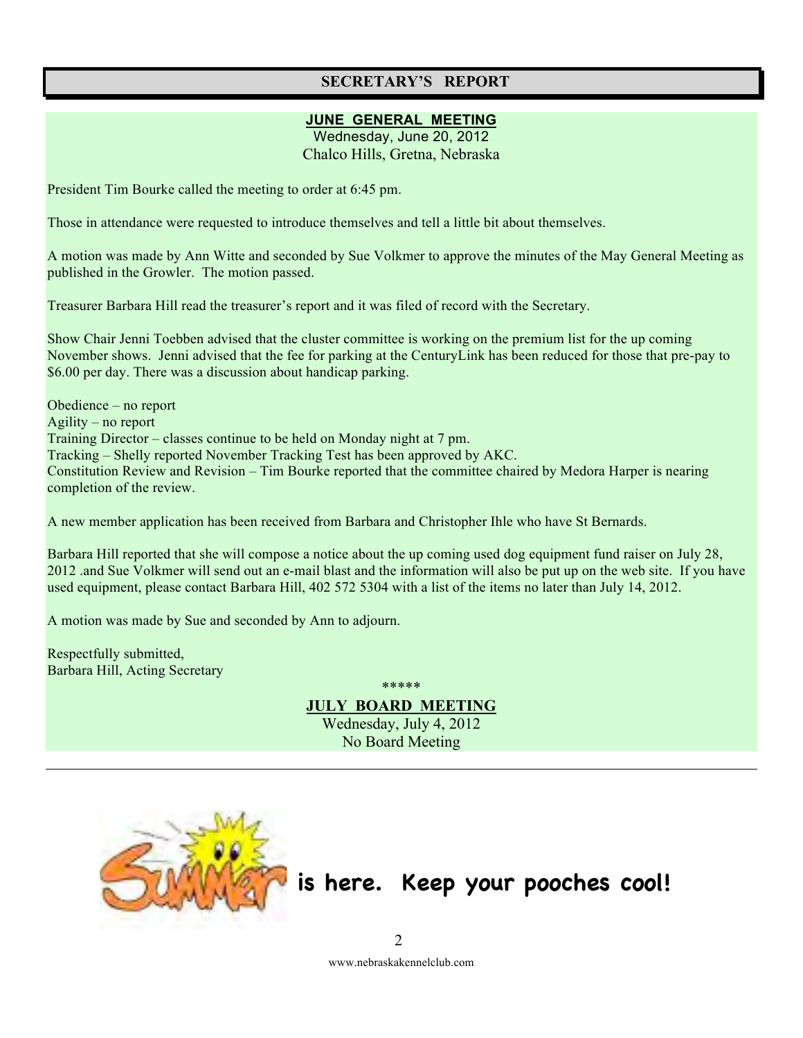## SECRETARY'S REPORT

### JUNE GENERAL MEETING

Wednesday, June 20, 2012
Chalco Hills, Gretna, Nebraska

President Tim Bourke called the meeting to order at 6:45 pm.

Those in attendance were requested to introduce themselves and tell a little bit about themselves.

A motion was made by Ann Witte and seconded by Sue Volkmer to approve the minutes of the May General Meeting as published in the Growler. The motion passed.

Treasurer Barbara Hill read the treasurer's report and it was filed of record with the Secretary.

Show Chair Jenni Toebben advised that the cluster committee is working on the premium list for the up coming November shows. Jenni advised that the fee for parking at the CenturyLink has been reduced for those that pre-pay to $6.00 per day. There was a discussion about handicap parking.

Obedience – no report
Agility – no report
Training Director – classes continue to be held on Monday night at 7 pm.
Tracking – Shelly reported November Tracking Test has been approved by AKC.
Constitution Review and Revision – Tim Bourke reported that the committee chaired by Medora Harper is nearing completion of the review.

A new member application has been received from Barbara and Christopher Ihle who have St Bernards.

Barbara Hill reported that she will compose a notice about the up coming used dog equipment fund raiser on July 28, 2012 .and Sue Volkmer will send out an e-mail blast and the information will also be put up on the web site. If you have used equipment, please contact Barbara Hill, 402 572 5304 with a list of the items no later than July 14, 2012.

A motion was made by Sue and seconded by Ann to adjourn.

Respectfully submitted,
Barbara Hill, Acting Secretary

*****

### JULY BOARD MEETING

Wednesday, July 4, 2012
No Board Meeting

---

**Summer is here. Keep your pooches cool!**

www.nebraskakennelclub.com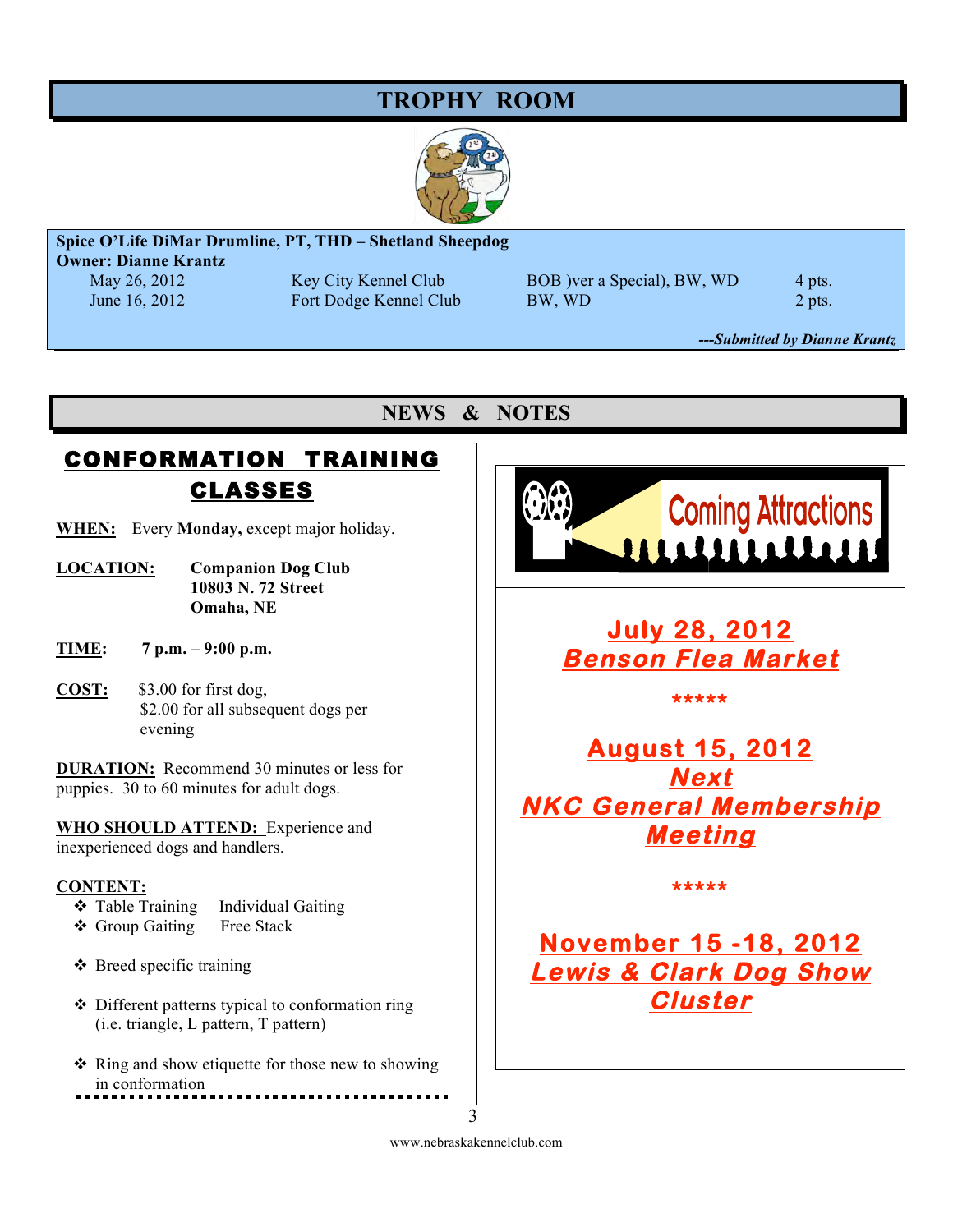# TROPHY ROOM

**Spice O'Life DiMar Drumline, PT, THD – Shetland Sheepdog**
**Owner: Dianne Krantz**

| Date | Club | Awards | Points |
|---|---|---|---|
| May 26, 2012 | Key City Kennel Club | BOB )ver a Special), BW, WD | 4 pts. |
| June 16, 2012 | Fort Dodge Kennel Club | BW, WD | 2 pts. |

***---Submitted by Dianne Krantz***

# NEWS & NOTES

## CONFORMATION TRAINING CLASSES

**WHEN:** Every **Monday,** except major holiday.

**LOCATION:** **Companion Dog Club**
**10803 N. 72 Street**
**Omaha, NE**

**TIME:** **7 p.m. – 9:00 p.m.**

**COST:** $3.00 for first dog,
$2.00 for all subsequent dogs per evening

**DURATION:** Recommend 30 minutes or less for puppies. 30 to 60 minutes for adult dogs.

**WHO SHOULD ATTEND:** Experience and inexperienced dogs and handlers.

**CONTENT:**

- Table Training
- Individual Gaiting
- Group Gaiting
- Free Stack
- Breed specific training
- Different patterns typical to conformation ring (i.e. triangle, L pattern, T pattern)
- Ring and show etiquette for those new to showing in conformation

## Coming Attractions

***July 28, 2012***
***Benson Flea Market***

*****

***August 15, 2012***
***Next***
***NKC General Membership Meeting***

*****

***November 15 -18, 2012***
***Lewis & Clark Dog Show Cluster***

www.nebraskakennelclub.com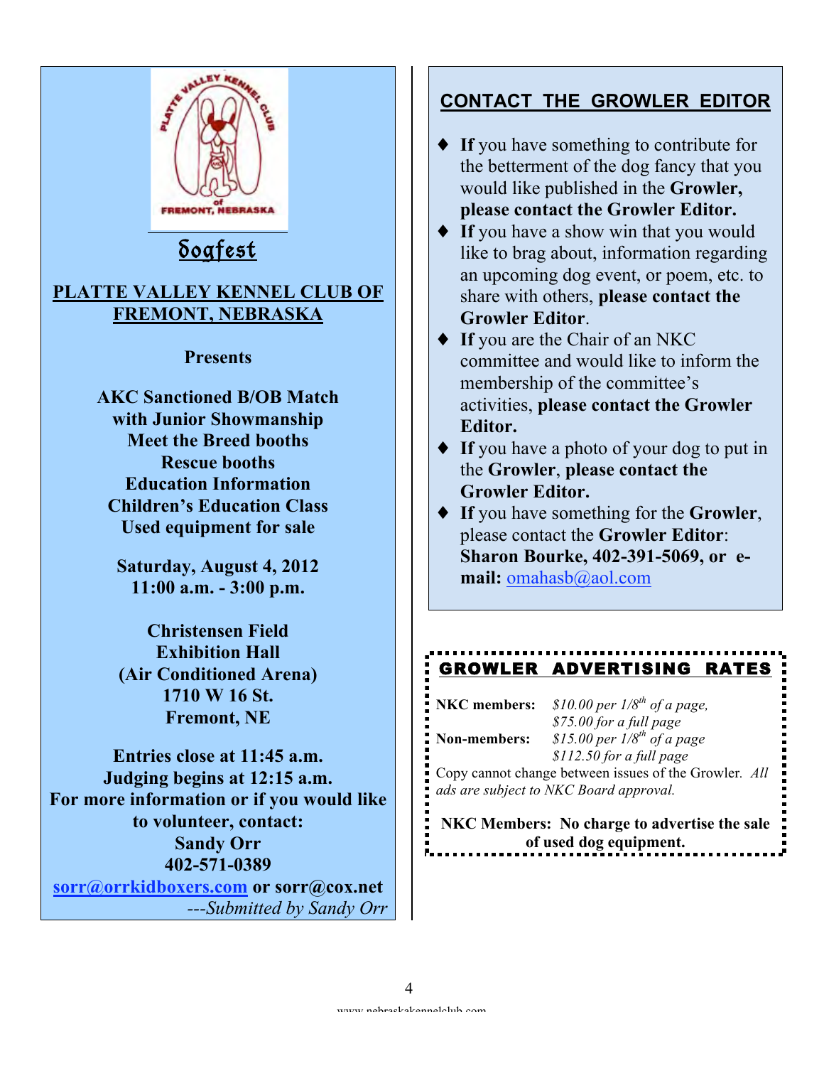PLATTE VALLEY KENNEL CLUB of FREMONT, NEBRASKA

## Dogfest

### PLATTE VALLEY KENNEL CLUB OF FREMONT, NEBRASKA

**Presents**

**AKC Sanctioned B/OB Match**
**with Junior Showmanship**
**Meet the Breed booths**
**Rescue booths**
**Education Information**
**Children's Education Class**
**Used equipment for sale**

**Saturday, August 4, 2012**
**11:00 a.m. - 3:00 p.m.**

**Christensen Field**
**Exhibition Hall**
**(Air Conditioned Arena)**
**1710 W 16 St.**
**Fremont, NE**

**Entries close at 11:45 a.m.**
**Judging begins at 12:15 a.m.**
**For more information or if you would like to volunteer, contact:**
**Sandy Orr**
**402-571-0389**
**sorr@orrkidboxers.com or sorr@cox.net**

*---Submitted by Sandy Orr*

## CONTACT THE GROWLER EDITOR

- **If** you have something to contribute for the betterment of the dog fancy that you would like published in the **Growler, please contact the Growler Editor.**
- **If** you have a show win that you would like to brag about, information regarding an upcoming dog event, or poem, etc. to share with others, **please contact the Growler Editor**.
- **If** you are the Chair of an NKC committee and would like to inform the membership of the committee's activities, **please contact the Growler Editor.**
- **If** you have a photo of your dog to put in the **Growler**, **please contact the Growler Editor.**
- **If** you have something for the **Growler**, please contact the **Growler Editor**: **Sharon Bourke, 402-391-5069, or e-mail:** omahasb@aol.com

## GROWLER ADVERTISING RATES

**NKC members:** *$10.00 per 1/8th of a page, $75.00 for a full page*
**Non-members:** *$15.00 per 1/8th of a page, $112.50 for a full page*

Copy cannot change between issues of the Growler. *All ads are subject to NKC Board approval.*

**NKC Members: No charge to advertise the sale of used dog equipment.**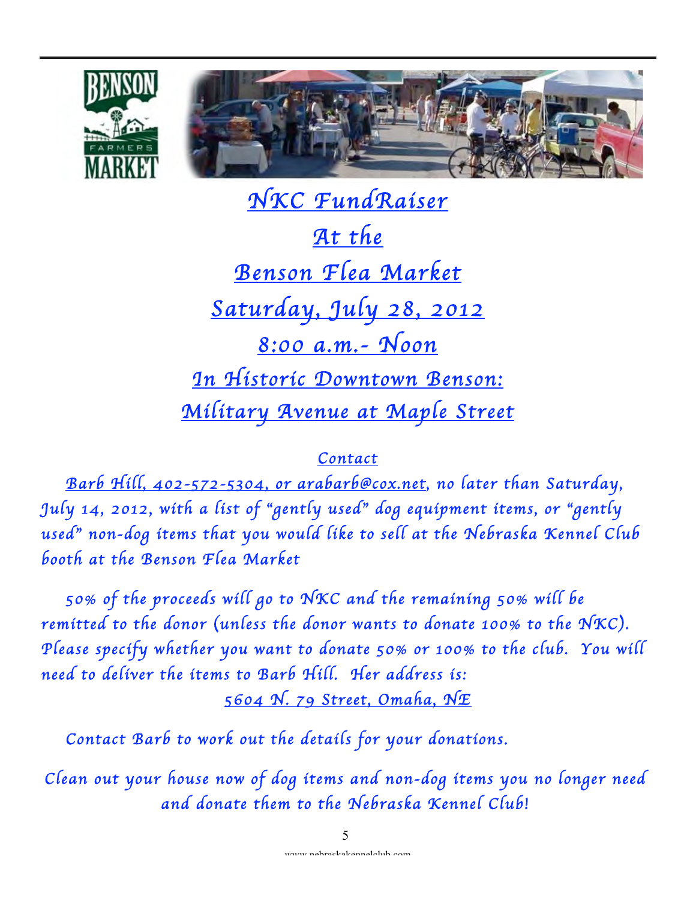# NKC FundRaiser

## At the

## Benson Flea Market

## Saturday, July 28, 2012

## 8:00 a.m.- Noon

### In Historic Downtown Benson:

### Military Avenue at Maple Street

*Contact*

*Barb Hill, 402-572-5304, or arabarb@cox.net, no later than Saturday, July 14, 2012, with a list of "gently used" dog equipment items, or "gently used" non-dog items that you would like to sell at the Nebraska Kennel Club booth at the Benson Flea Market*

*50% of the proceeds will go to NKC and the remaining 50% will be remitted to the donor (unless the donor wants to donate 100% to the NKC). Please specify whether you want to donate 50% or 100% to the club. You will need to deliver the items to Barb Hill. Her address is:*

*5604 N. 79 Street, Omaha, NE*

*Contact Barb to work out the details for your donations.*

*Clean out your house now of dog items and non-dog items you no longer need and donate them to the Nebraska Kennel Club!*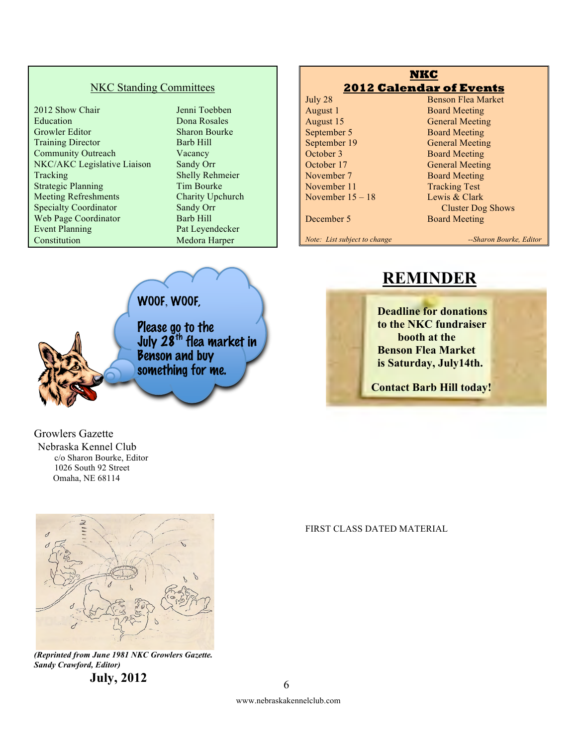## NKC Standing Committees

| | |
|---|---|
| 2012 Show Chair | Jenni Toebben |
| Education | Dona Rosales |
| Growler Editor | Sharon Bourke |
| Training Director | Barb Hill |
| Community Outreach | Vacancy |
| NKC/AKC Legislative Liaison | Sandy Orr |
| Tracking | Shelly Rehmeier |
| Strategic Planning | Tim Bourke |
| Meeting Refreshments | Charity Upchurch |
| Specialty Coordinator | Sandy Orr |
| Web Page Coordinator | Barb Hill |
| Event Planning | Pat Leyendecker |
| Constitution | Medora Harper |

## NKC 2012 Calendar of Events

| | |
|---|---|
| July 28 | Benson Flea Market |
| August 1 | Board Meeting |
| August 15 | General Meeting |
| September 5 | Board Meeting |
| September 19 | General Meeting |
| October 3 | Board Meeting |
| October 17 | General Meeting |
| November 7 | Board Meeting |
| November 11 | Tracking Test |
| November 15 – 18 | Lewis & Clark Cluster Dog Shows |
| December 5 | Board Meeting |

*Note: List subject to change* *--Sharon Bourke, Editor*

WOOF, WOOF,

Please go to the July 28th flea market in Benson and buy something for me.

## REMINDER

**Deadline for donations to the NKC fundraiser booth at the Benson Flea Market is Saturday, July14th.**

**Contact Barb Hill today!**

Growlers Gazette
Nebraska Kennel Club
c/o Sharon Bourke, Editor
1026 South 92 Street
Omaha, NE 68114

FIRST CLASS DATED MATERIAL

***(Reprinted from June 1981 NKC Growlers Gazette. Sandy Crawford, Editor)***

**July, 2012**

www.nebraskakennelclub.com